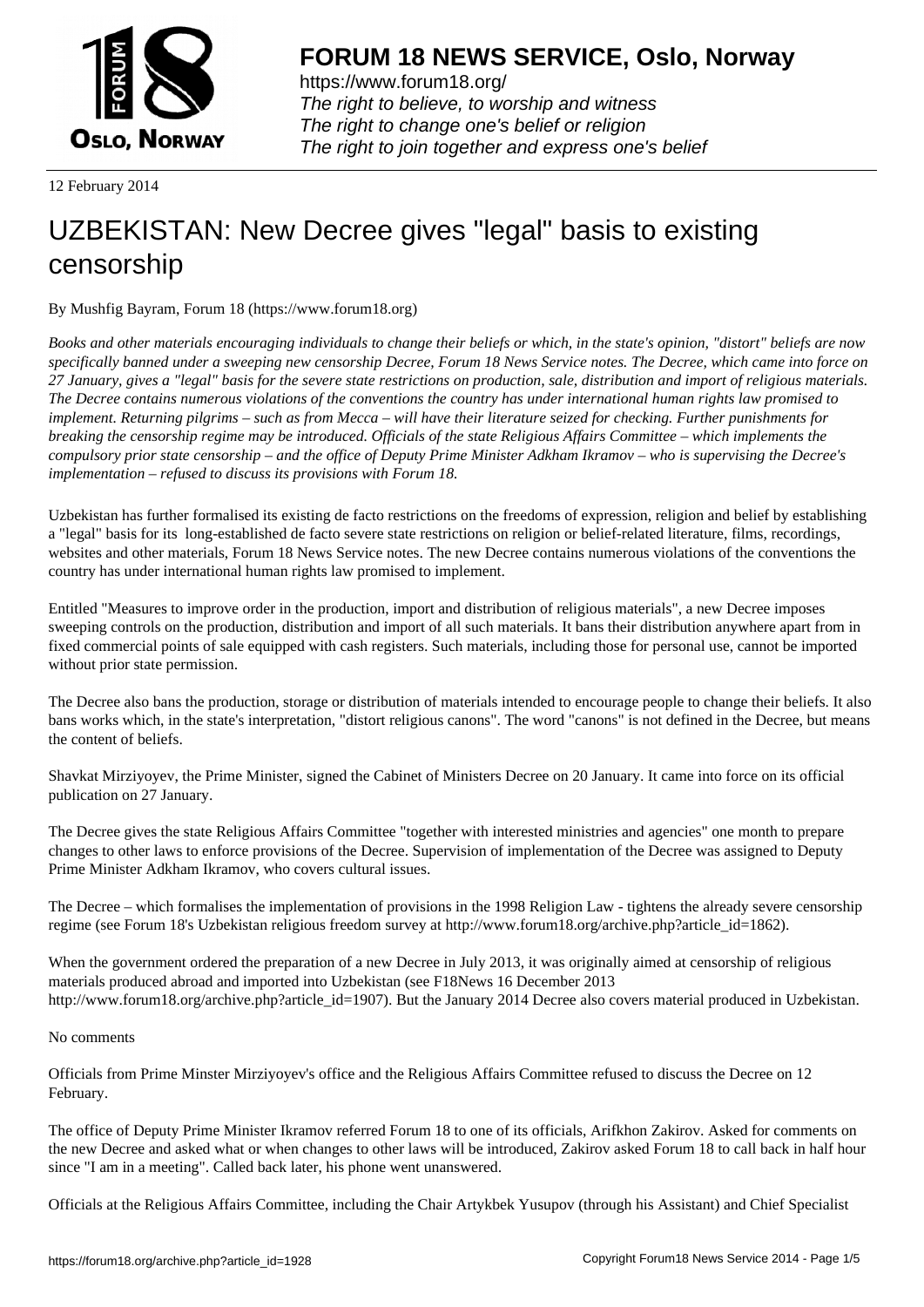**FORUM 18 NEWS SERVICE, Oslo, Norway**

https://www.forum18.org/
*The right to believe, to worship and witness*
*The right to change one's belief or religion*
*The right to join together and express one's belief*

12 February 2014

# UZBEKISTAN: New Decree gives "legal" basis to existing censorship

By Mushfig Bayram, Forum 18 (https://www.forum18.org)

*Books and other materials encouraging individuals to change their beliefs or which, in the state's opinion, "distort" beliefs are now specifically banned under a sweeping new censorship Decree, Forum 18 News Service notes. The Decree, which came into force on 27 January, gives a "legal" basis for the severe state restrictions on production, sale, distribution and import of religious materials. The Decree contains numerous violations of the conventions the country has under international human rights law promised to implement. Returning pilgrims – such as from Mecca – will have their literature seized for checking. Further punishments for breaking the censorship regime may be introduced. Officials of the state Religious Affairs Committee – which implements the compulsory prior state censorship – and the office of Deputy Prime Minister Adkham Ikramov – who is supervising the Decree's implementation – refused to discuss its provisions with Forum 18.*

Uzbekistan has further formalised its existing de facto restrictions on the freedoms of expression, religion and belief by establishing a "legal" basis for its long-established de facto severe state restrictions on religion or belief-related literature, films, recordings, websites and other materials, Forum 18 News Service notes. The new Decree contains numerous violations of the conventions the country has under international human rights law promised to implement.

Entitled "Measures to improve order in the production, import and distribution of religious materials", a new Decree imposes sweeping controls on the production, distribution and import of all such materials. It bans their distribution anywhere apart from in fixed commercial points of sale equipped with cash registers. Such materials, including those for personal use, cannot be imported without prior state permission.

The Decree also bans the production, storage or distribution of materials intended to encourage people to change their beliefs. It also bans works which, in the state's interpretation, "distort religious canons". The word "canons" is not defined in the Decree, but means the content of beliefs.

Shavkat Mirziyoyev, the Prime Minister, signed the Cabinet of Ministers Decree on 20 January. It came into force on its official publication on 27 January.

The Decree gives the state Religious Affairs Committee "together with interested ministries and agencies" one month to prepare changes to other laws to enforce provisions of the Decree. Supervision of implementation of the Decree was assigned to Deputy Prime Minister Adkham Ikramov, who covers cultural issues.

The Decree – which formalises the implementation of provisions in the 1998 Religion Law - tightens the already severe censorship regime (see Forum 18's Uzbekistan religious freedom survey at http://www.forum18.org/archive.php?article_id=1862).

When the government ordered the preparation of a new Decree in July 2013, it was originally aimed at censorship of religious materials produced abroad and imported into Uzbekistan (see F18News 16 December 2013 http://www.forum18.org/archive.php?article_id=1907). But the January 2014 Decree also covers material produced in Uzbekistan.

No comments

Officials from Prime Minster Mirziyoyev's office and the Religious Affairs Committee refused to discuss the Decree on 12 February.

The office of Deputy Prime Minister Ikramov referred Forum 18 to one of its officials, Arifkhon Zakirov. Asked for comments on the new Decree and asked what or when changes to other laws will be introduced, Zakirov asked Forum 18 to call back in half hour since "I am in a meeting". Called back later, his phone went unanswered.

Officials at the Religious Affairs Committee, including the Chair Artykbek Yusupov (through his Assistant) and Chief Specialist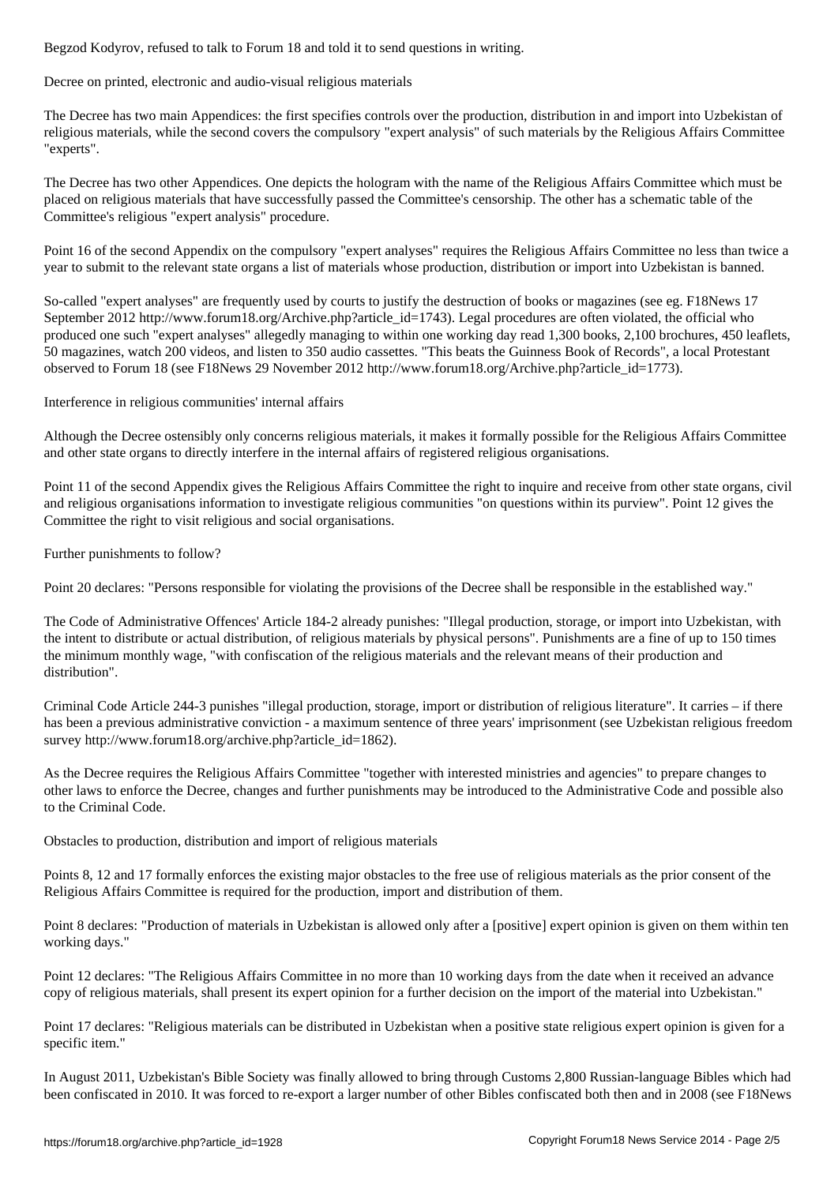Begzod Kodyrov, refused to talk to Forum 18 and told it to send questions in writing.

## Decree on printed, electronic and audio-visual religious materials

The Decree has two main Appendices: the first specifies controls over the production, distribution in and import into Uzbekistan of religious materials, while the second covers the compulsory "expert analysis" of such materials by the Religious Affairs Committee "experts".

The Decree has two other Appendices. One depicts the hologram with the name of the Religious Affairs Committee which must be placed on religious materials that have successfully passed the Committee's censorship. The other has a schematic table of the Committee's religious "expert analysis" procedure.

Point 16 of the second Appendix on the compulsory "expert analyses" requires the Religious Affairs Committee no less than twice a year to submit to the relevant state organs a list of materials whose production, distribution or import into Uzbekistan is banned.

So-called "expert analyses" are frequently used by courts to justify the destruction of books or magazines (see eg. F18News 17 September 2012 http://www.forum18.org/Archive.php?article_id=1743). Legal procedures are often violated, the official who produced one such "expert analyses" allegedly managing to within one working day read 1,300 books, 2,100 brochures, 450 leaflets, 50 magazines, watch 200 videos, and listen to 350 audio cassettes. "This beats the Guinness Book of Records", a local Protestant observed to Forum 18 (see F18News 29 November 2012 http://www.forum18.org/Archive.php?article_id=1773).

## Interference in religious communities' internal affairs

Although the Decree ostensibly only concerns religious materials, it makes it formally possible for the Religious Affairs Committee and other state organs to directly interfere in the internal affairs of registered religious organisations.

Point 11 of the second Appendix gives the Religious Affairs Committee the right to inquire and receive from other state organs, civil and religious organisations information to investigate religious communities "on questions within its purview". Point 12 gives the Committee the right to visit religious and social organisations.

## Further punishments to follow?

Point 20 declares: "Persons responsible for violating the provisions of the Decree shall be responsible in the established way."

The Code of Administrative Offences' Article 184-2 already punishes: "Illegal production, storage, or import into Uzbekistan, with the intent to distribute or actual distribution, of religious materials by physical persons". Punishments are a fine of up to 150 times the minimum monthly wage, "with confiscation of the religious materials and the relevant means of their production and distribution".

Criminal Code Article 244-3 punishes "illegal production, storage, import or distribution of religious literature". It carries – if there has been a previous administrative conviction - a maximum sentence of three years' imprisonment (see Uzbekistan religious freedom survey http://www.forum18.org/archive.php?article_id=1862).

As the Decree requires the Religious Affairs Committee "together with interested ministries and agencies" to prepare changes to other laws to enforce the Decree, changes and further punishments may be introduced to the Administrative Code and possible also to the Criminal Code.

## Obstacles to production, distribution and import of religious materials

Points 8, 12 and 17 formally enforces the existing major obstacles to the free use of religious materials as the prior consent of the Religious Affairs Committee is required for the production, import and distribution of them.

Point 8 declares: "Production of materials in Uzbekistan is allowed only after a [positive] expert opinion is given on them within ten working days."

Point 12 declares: "The Religious Affairs Committee in no more than 10 working days from the date when it received an advance copy of religious materials, shall present its expert opinion for a further decision on the import of the material into Uzbekistan."

Point 17 declares: "Religious materials can be distributed in Uzbekistan when a positive state religious expert opinion is given for a specific item."

In August 2011, Uzbekistan's Bible Society was finally allowed to bring through Customs 2,800 Russian-language Bibles which had been confiscated in 2010. It was forced to re-export a larger number of other Bibles confiscated both then and in 2008 (see F18News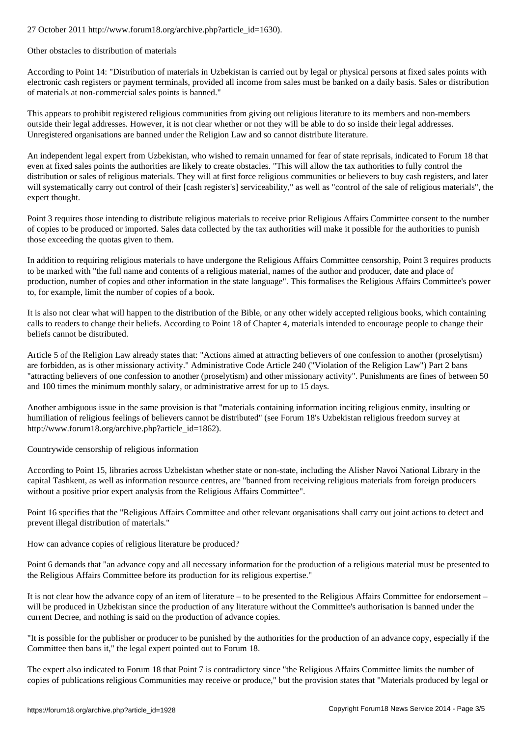27 October 2011 http://www.forum18.org/archive.php?article_id=1630).

## Other obstacles to distribution of materials

According to Point 14: "Distribution of materials in Uzbekistan is carried out by legal or physical persons at fixed sales points with electronic cash registers or payment terminals, provided all income from sales must be banked on a daily basis. Sales or distribution of materials at non-commercial sales points is banned."

This appears to prohibit registered religious communities from giving out religious literature to its members and non-members outside their legal addresses. However, it is not clear whether or not they will be able to do so inside their legal addresses. Unregistered organisations are banned under the Religion Law and so cannot distribute literature.

An independent legal expert from Uzbekistan, who wished to remain unnamed for fear of state reprisals, indicated to Forum 18 that even at fixed sales points the authorities are likely to create obstacles. "This will allow the tax authorities to fully control the distribution or sales of religious materials. They will at first force religious communities or believers to buy cash registers, and later will systematically carry out control of their [cash register's] serviceability," as well as "control of the sale of religious materials", the expert thought.

Point 3 requires those intending to distribute religious materials to receive prior Religious Affairs Committee consent to the number of copies to be produced or imported. Sales data collected by the tax authorities will make it possible for the authorities to punish those exceeding the quotas given to them.

In addition to requiring religious materials to have undergone the Religious Affairs Committee censorship, Point 3 requires products to be marked with "the full name and contents of a religious material, names of the author and producer, date and place of production, number of copies and other information in the state language". This formalises the Religious Affairs Committee's power to, for example, limit the number of copies of a book.

It is also not clear what will happen to the distribution of the Bible, or any other widely accepted religious books, which containing calls to readers to change their beliefs. According to Point 18 of Chapter 4, materials intended to encourage people to change their beliefs cannot be distributed.

Article 5 of the Religion Law already states that: "Actions aimed at attracting believers of one confession to another (proselytism) are forbidden, as is other missionary activity." Administrative Code Article 240 ("Violation of the Religion Law") Part 2 bans "attracting believers of one confession to another (proselytism) and other missionary activity". Punishments are fines of between 50 and 100 times the minimum monthly salary, or administrative arrest for up to 15 days.

Another ambiguous issue in the same provision is that "materials containing information inciting religious enmity, insulting or humiliation of religious feelings of believers cannot be distributed" (see Forum 18's Uzbekistan religious freedom survey at http://www.forum18.org/archive.php?article_id=1862).

## Countrywide censorship of religious information

According to Point 15, libraries across Uzbekistan whether state or non-state, including the Alisher Navoi National Library in the capital Tashkent, as well as information resource centres, are "banned from receiving religious materials from foreign producers without a positive prior expert analysis from the Religious Affairs Committee".

Point 16 specifies that the "Religious Affairs Committee and other relevant organisations shall carry out joint actions to detect and prevent illegal distribution of materials."

## How can advance copies of religious literature be produced?

Point 6 demands that "an advance copy and all necessary information for the production of a religious material must be presented to the Religious Affairs Committee before its production for its religious expertise."

It is not clear how the advance copy of an item of literature – to be presented to the Religious Affairs Committee for endorsement – will be produced in Uzbekistan since the production of any literature without the Committee's authorisation is banned under the current Decree, and nothing is said on the production of advance copies.

"It is possible for the publisher or producer to be punished by the authorities for the production of an advance copy, especially if the Committee then bans it," the legal expert pointed out to Forum 18.

The expert also indicated to Forum 18 that Point 7 is contradictory since "the Religious Affairs Committee limits the number of copies of publications religious Communities may receive or produce," but the provision states that "Materials produced by legal or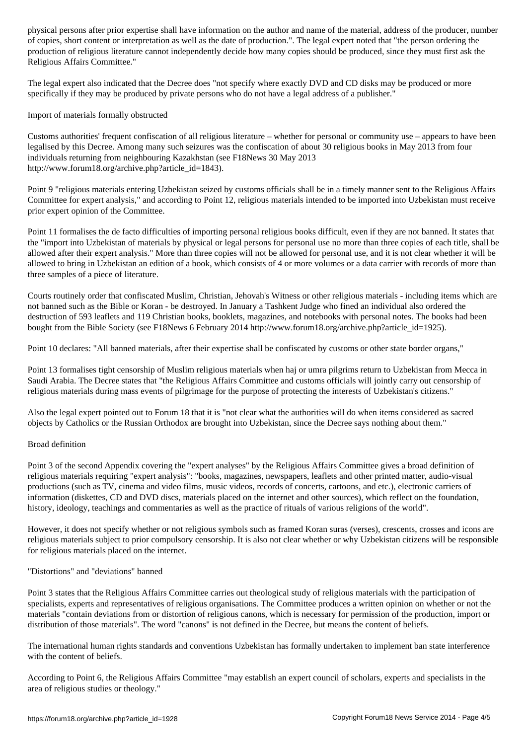physical persons after prior expertise shall have information on the author and name of the material, address of the producer, number of copies, short content or interpretation as well as the date of production.". The legal expert noted that "the person ordering the production of religious literature cannot independently decide how many copies should be produced, since they must first ask the Religious Affairs Committee."

The legal expert also indicated that the Decree does "not specify where exactly DVD and CD disks may be produced or more specifically if they may be produced by private persons who do not have a legal address of a publisher."

## Import of materials formally obstructed

Customs authorities' frequent confiscation of all religious literature – whether for personal or community use – appears to have been legalised by this Decree. Among many such seizures was the confiscation of about 30 religious books in May 2013 from four individuals returning from neighbouring Kazakhstan (see F18News 30 May 2013 http://www.forum18.org/archive.php?article_id=1843).

Point 9 "religious materials entering Uzbekistan seized by customs officials shall be in a timely manner sent to the Religious Affairs Committee for expert analysis," and according to Point 12, religious materials intended to be imported into Uzbekistan must receive prior expert opinion of the Committee.

Point 11 formalises the de facto difficulties of importing personal religious books difficult, even if they are not banned. It states that the "import into Uzbekistan of materials by physical or legal persons for personal use no more than three copies of each title, shall be allowed after their expert analysis." More than three copies will not be allowed for personal use, and it is not clear whether it will be allowed to bring in Uzbekistan an edition of a book, which consists of 4 or more volumes or a data carrier with records of more than three samples of a piece of literature.

Courts routinely order that confiscated Muslim, Christian, Jehovah's Witness or other religious materials - including items which are not banned such as the Bible or Koran - be destroyed. In January a Tashkent Judge who fined an individual also ordered the destruction of 593 leaflets and 119 Christian books, booklets, magazines, and notebooks with personal notes. The books had been bought from the Bible Society (see F18News 6 February 2014 http://www.forum18.org/archive.php?article_id=1925).

Point 10 declares: "All banned materials, after their expertise shall be confiscated by customs or other state border organs,"

Point 13 formalises tight censorship of Muslim religious materials when haj or umra pilgrims return to Uzbekistan from Mecca in Saudi Arabia. The Decree states that "the Religious Affairs Committee and customs officials will jointly carry out censorship of religious materials during mass events of pilgrimage for the purpose of protecting the interests of Uzbekistan's citizens."

Also the legal expert pointed out to Forum 18 that it is "not clear what the authorities will do when items considered as sacred objects by Catholics or the Russian Orthodox are brought into Uzbekistan, since the Decree says nothing about them."

## Broad definition

Point 3 of the second Appendix covering the "expert analyses" by the Religious Affairs Committee gives a broad definition of religious materials requiring "expert analysis": "books, magazines, newspapers, leaflets and other printed matter, audio-visual productions (such as TV, cinema and video films, music videos, records of concerts, cartoons, and etc.), electronic carriers of information (diskettes, CD and DVD discs, materials placed on the internet and other sources), which reflect on the foundation, history, ideology, teachings and commentaries as well as the practice of rituals of various religions of the world".

However, it does not specify whether or not religious symbols such as framed Koran suras (verses), crescents, crosses and icons are religious materials subject to prior compulsory censorship. It is also not clear whether or why Uzbekistan citizens will be responsible for religious materials placed on the internet.

## "Distortions" and "deviations" banned

Point 3 states that the Religious Affairs Committee carries out theological study of religious materials with the participation of specialists, experts and representatives of religious organisations. The Committee produces a written opinion on whether or not the materials "contain deviations from or distortion of religious canons, which is necessary for permission of the production, import or distribution of those materials". The word "canons" is not defined in the Decree, but means the content of beliefs.

The international human rights standards and conventions Uzbekistan has formally undertaken to implement ban state interference with the content of beliefs.

According to Point 6, the Religious Affairs Committee "may establish an expert council of scholars, experts and specialists in the area of religious studies or theology."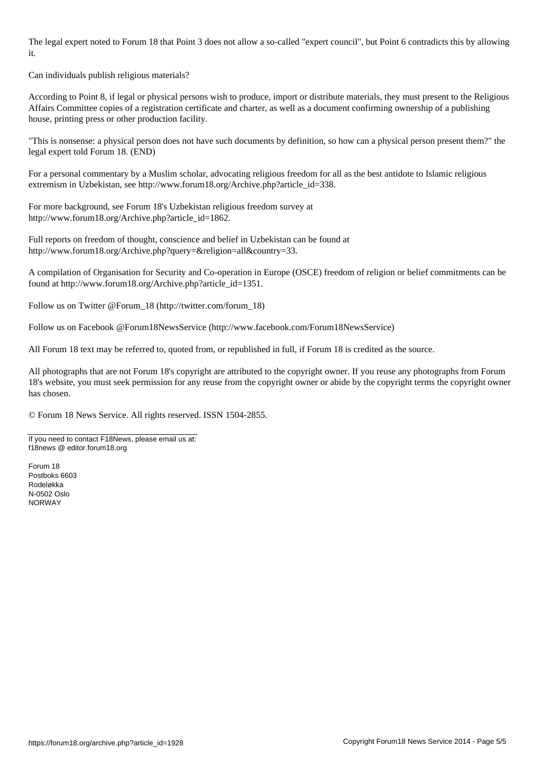The legal expert noted to Forum 18 that Point 3 does not allow a so-called "expert council", but Point 6 contradicts this by allowing it.

Can individuals publish religious materials?

According to Point 8, if legal or physical persons wish to produce, import or distribute materials, they must present to the Religious Affairs Committee copies of a registration certificate and charter, as well as a document confirming ownership of a publishing house, printing press or other production facility.

"This is nonsense: a physical person does not have such documents by definition, so how can a physical person present them?" the legal expert told Forum 18. (END)

For a personal commentary by a Muslim scholar, advocating religious freedom for all as the best antidote to Islamic religious extremism in Uzbekistan, see http://www.forum18.org/Archive.php?article_id=338.

For more background, see Forum 18's Uzbekistan religious freedom survey at http://www.forum18.org/Archive.php?article_id=1862.

Full reports on freedom of thought, conscience and belief in Uzbekistan can be found at http://www.forum18.org/Archive.php?query=&religion=all&country=33.

A compilation of Organisation for Security and Co-operation in Europe (OSCE) freedom of religion or belief commitments can be found at http://www.forum18.org/Archive.php?article_id=1351.

Follow us on Twitter @Forum_18 (http://twitter.com/forum_18)

Follow us on Facebook @Forum18NewsService (http://www.facebook.com/Forum18NewsService)

All Forum 18 text may be referred to, quoted from, or republished in full, if Forum 18 is credited as the source.

All photographs that are not Forum 18's copyright are attributed to the copyright owner. If you reuse any photographs from Forum 18's website, you must seek permission for any reuse from the copyright owner or abide by the copyright terms the copyright owner has chosen.

© Forum 18 News Service. All rights reserved. ISSN 1504-2855.

If you need to contact F18News, please email us at:
f18news @ editor.forum18.org

Forum 18
Postboks 6603
Rodeløkka
N-0502 Oslo
NORWAY